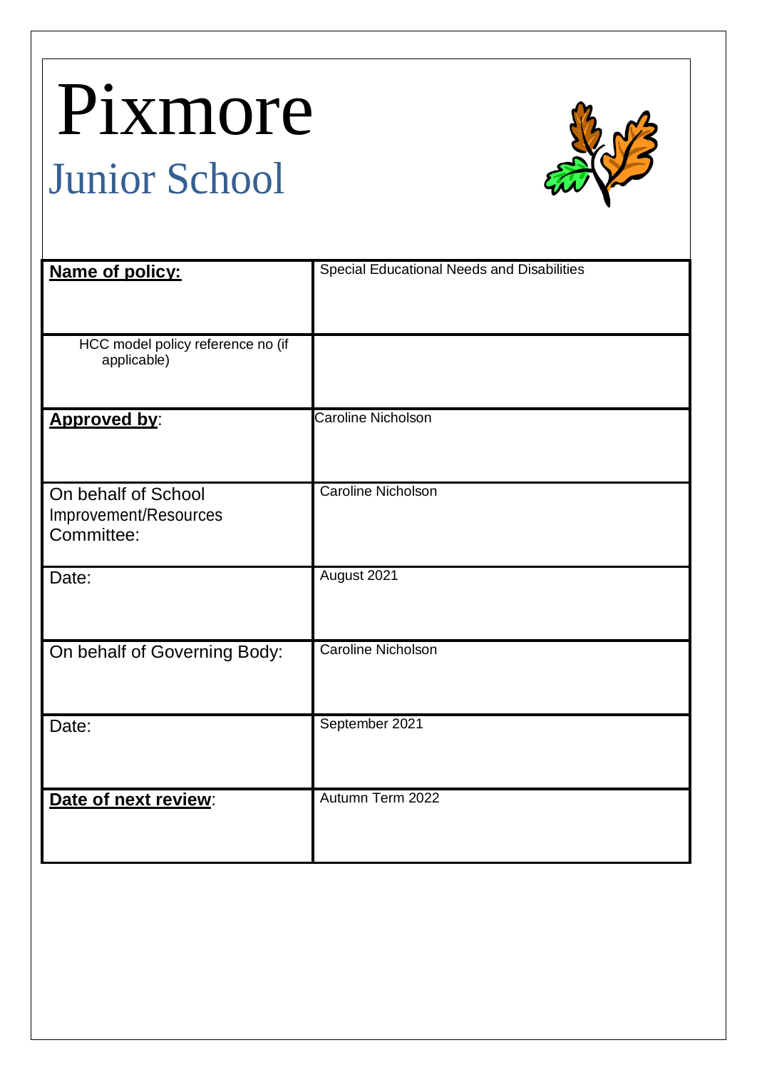# Pixmore

## Junior School

| **Name of policy:** | Special Educational Needs and Disabilities |
|---|---|
| HCC model policy reference no (if applicable) | |
| **Approved by**: | Caroline Nicholson |
| On behalf of School Improvement/Resources Committee: | Caroline Nicholson |
| Date: | August 2021 |
| On behalf of Governing Body: | Caroline Nicholson |
| Date: | September 2021 |
| **Date of next review**: | Autumn Term 2022 |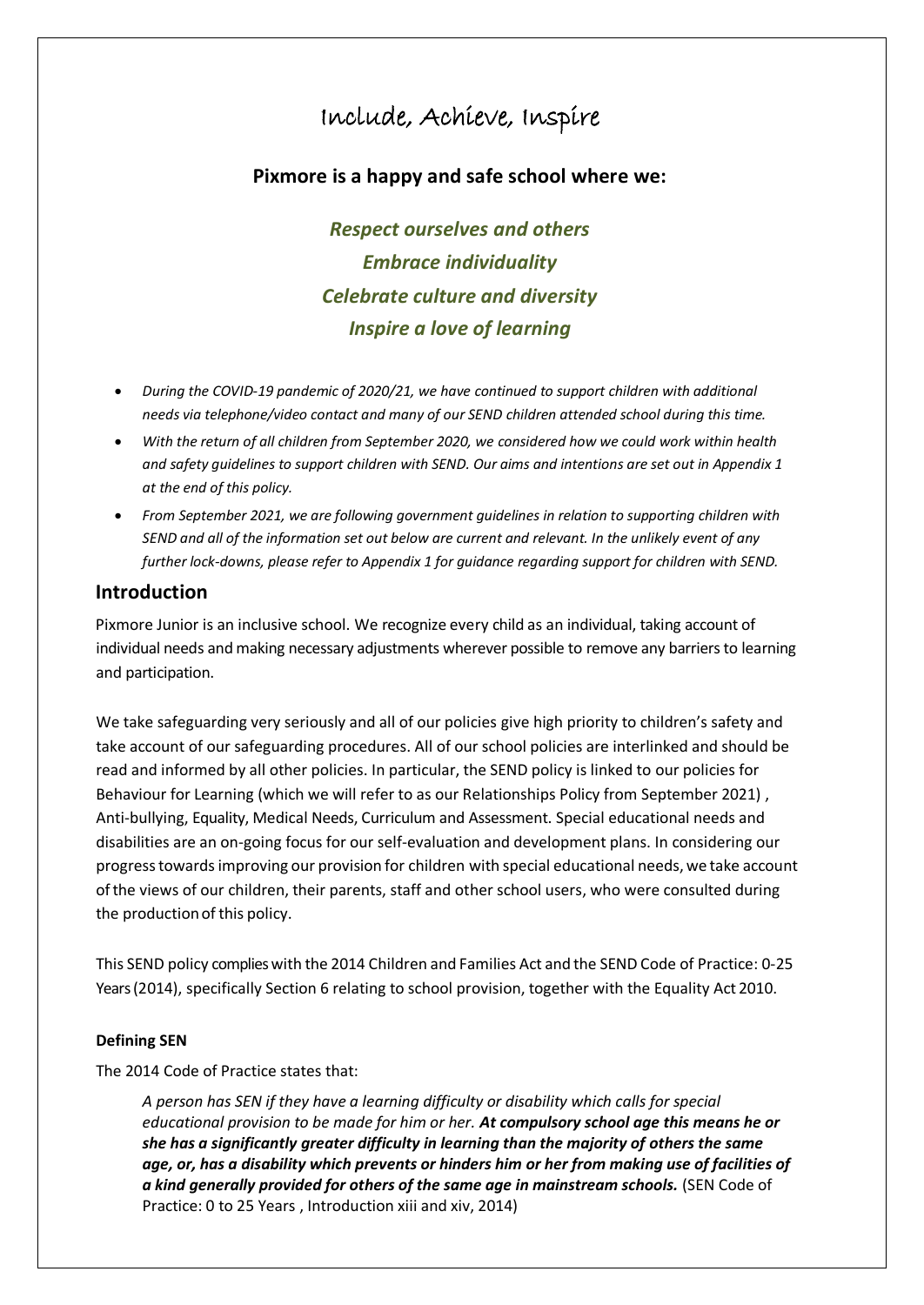# Include, Achieve, Inspire

**Pixmore is a happy and safe school where we:**

***Respect ourselves and others***
***Embrace individuality***
***Celebrate culture and diversity***
***Inspire a love of learning***

- *During the COVID-19 pandemic of 2020/21, we have continued to support children with additional needs via telephone/video contact and many of our SEND children attended school during this time.*
- *With the return of all children from September 2020, we considered how we could work within health and safety guidelines to support children with SEND. Our aims and intentions are set out in Appendix 1 at the end of this policy.*
- *From September 2021, we are following government guidelines in relation to supporting children with SEND and all of the information set out below are current and relevant. In the unlikely event of any further lock-downs, please refer to Appendix 1 for guidance regarding support for children with SEND.*

## Introduction

Pixmore Junior is an inclusive school. We recognize every child as an individual, taking account of individual needs and making necessary adjustments wherever possible to remove any barriers to learning and participation.

We take safeguarding very seriously and all of our policies give high priority to children's safety and take account of our safeguarding procedures. All of our school policies are interlinked and should be read and informed by all other policies. In particular, the SEND policy is linked to our policies for Behaviour for Learning (which we will refer to as our Relationships Policy from September 2021) , Anti-bullying, Equality, Medical Needs, Curriculum and Assessment. Special educational needs and disabilities are an on-going focus for our self-evaluation and development plans. In considering our progress towards improving our provision for children with special educational needs, we take account of the views of our children, their parents, staff and other school users, who were consulted during the production of this policy.

This SEND policy complies with the 2014 Children and Families Act and the SEND Code of Practice: 0-25 Years (2014), specifically Section 6 relating to school provision, together with the Equality Act 2010.

#### Defining SEN

The 2014 Code of Practice states that:

> *A person has SEN if they have a learning difficulty or disability which calls for special educational provision to be made for him or her.* ***At compulsory school age this means he or she has a significantly greater difficulty in learning than the majority of others the same age, or, has a disability which prevents or hinders him or her from making use of facilities of a kind generally provided for others of the same age in mainstream schools.*** (SEN Code of Practice: 0 to 25 Years , Introduction xiii and xiv, 2014)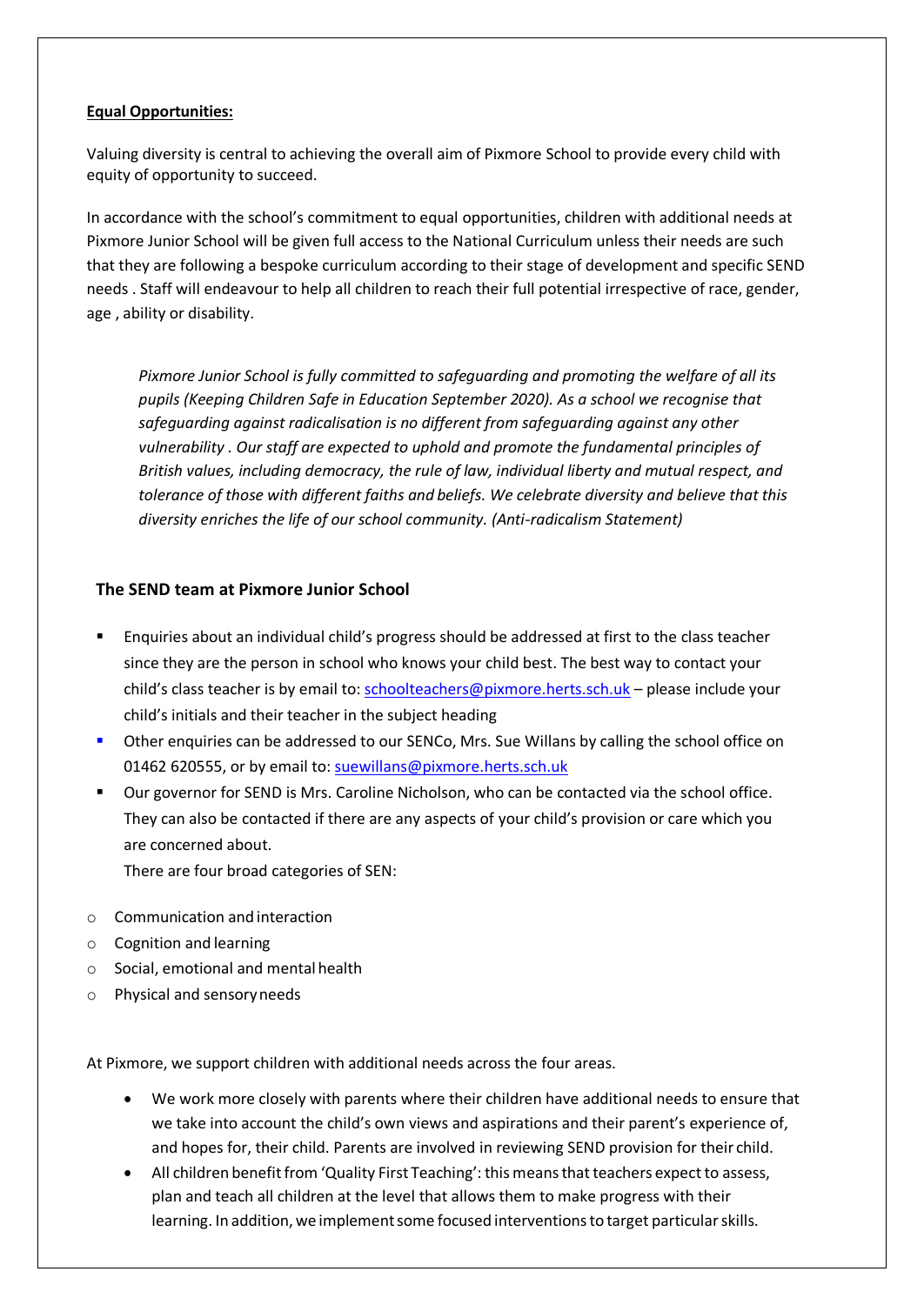**Equal Opportunities:**

Valuing diversity is central to achieving the overall aim of Pixmore School to provide every child with equity of opportunity to succeed.

In accordance with the school's commitment to equal opportunities, children with additional needs at Pixmore Junior School will be given full access to the National Curriculum unless their needs are such that they are following a bespoke curriculum according to their stage of development and specific SEND needs . Staff will endeavour to help all children to reach their full potential irrespective of race, gender, age , ability or disability.

> *Pixmore Junior School is fully committed to safeguarding and promoting the welfare of all its pupils (Keeping Children Safe in Education September 2020). As a school we recognise that safeguarding against radicalisation is no different from safeguarding against any other vulnerability . Our staff are expected to uphold and promote the fundamental principles of British values, including democracy, the rule of law, individual liberty and mutual respect, and tolerance of those with different faiths and beliefs. We celebrate diversity and believe that this diversity enriches the life of our school community. (Anti-radicalism Statement)*

## The SEND team at Pixmore Junior School

- Enquiries about an individual child's progress should be addressed at first to the class teacher since they are the person in school who knows your child best. The best way to contact your child's class teacher is by email to: schoolteachers@pixmore.herts.sch.uk – please include your child's initials and their teacher in the subject heading
- Other enquiries can be addressed to our SENCo, Mrs. Sue Willans by calling the school office on 01462 620555, or by email to: suewillans@pixmore.herts.sch.uk
- Our governor for SEND is Mrs. Caroline Nicholson, who can be contacted via the school office. They can also be contacted if there are any aspects of your child's provision or care which you are concerned about.

  There are four broad categories of SEN:

- Communication and interaction
- Cognition and learning
- Social, emotional and mental health
- Physical and sensory needs

At Pixmore, we support children with additional needs across the four areas.

- We work more closely with parents where their children have additional needs to ensure that we take into account the child's own views and aspirations and their parent's experience of, and hopes for, their child. Parents are involved in reviewing SEND provision for their child.
- All children benefit from 'Quality First Teaching': this means that teachers expect to assess, plan and teach all children at the level that allows them to make progress with their learning. In addition, we implement some focused interventions to target particular skills.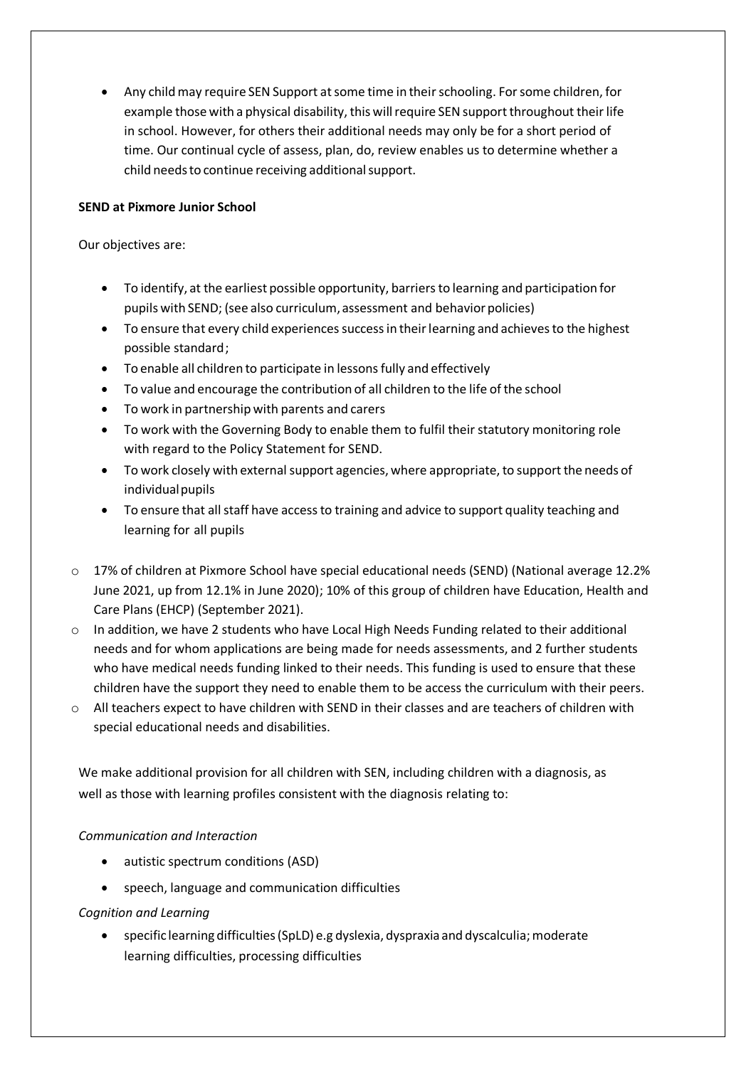- Any child may require SEN Support at some time in their schooling. For some children, for example those with a physical disability, this will require SEN support throughout their life in school. However, for others their additional needs may only be for a short period of time. Our continual cycle of assess, plan, do, review enables us to determine whether a child needs to continue receiving additional support.

**SEND at Pixmore Junior School**

Our objectives are:

- To identify, at the earliest possible opportunity, barriers to learning and participation for pupils with SEND; (see also curriculum, assessment and behavior policies)
- To ensure that every child experiences success in their learning and achieves to the highest possible standard;
- To enable all children to participate in lessons fully and effectively
- To value and encourage the contribution of all children to the life of the school
- To work in partnership with parents and carers
- To work with the Governing Body to enable them to fulfil their statutory monitoring role with regard to the Policy Statement for SEND.
- To work closely with external support agencies, where appropriate, to support the needs of individual pupils
- To ensure that all staff have access to training and advice to support quality teaching and learning for all pupils

- 17% of children at Pixmore School have special educational needs (SEND) (National average 12.2% June 2021, up from 12.1% in June 2020); 10% of this group of children have Education, Health and Care Plans (EHCP) (September 2021).
- In addition, we have 2 students who have Local High Needs Funding related to their additional needs and for whom applications are being made for needs assessments, and 2 further students who have medical needs funding linked to their needs. This funding is used to ensure that these children have the support they need to enable them to be access the curriculum with their peers.
- All teachers expect to have children with SEND in their classes and are teachers of children with special educational needs and disabilities.

We make additional provision for all children with SEN, including children with a diagnosis, as well as those with learning profiles consistent with the diagnosis relating to:

*Communication and Interaction*

- autistic spectrum conditions (ASD)
- speech, language and communication difficulties

*Cognition and Learning*

- specific learning difficulties (SpLD) e.g dyslexia, dyspraxia and dyscalculia; moderate learning difficulties, processing difficulties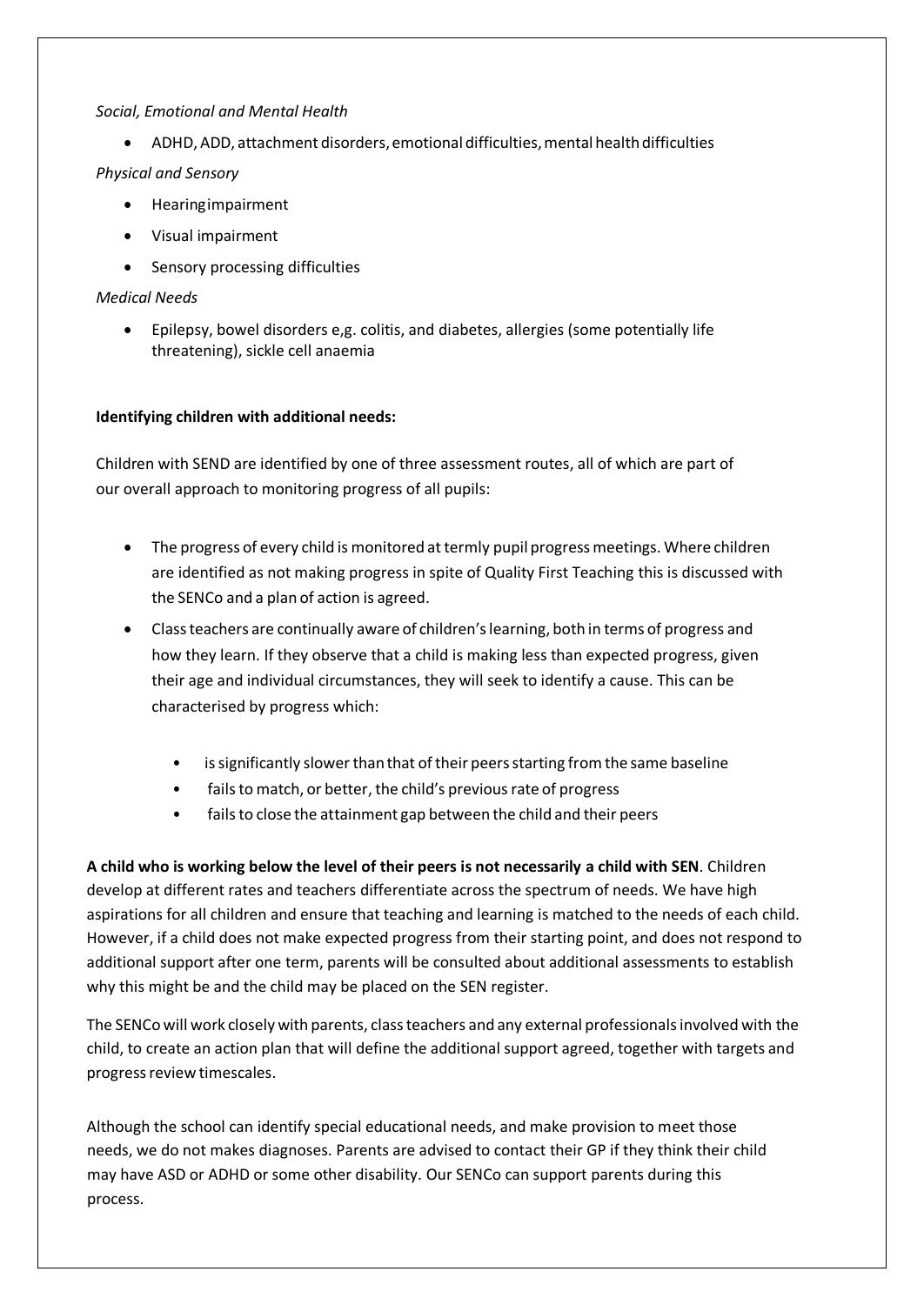*Social, Emotional and Mental Health*

- ADHD, ADD, attachment disorders, emotional difficulties, mental health difficulties

*Physical and Sensory*

- Hearingimpairment
- Visual impairment
- Sensory processing difficulties

*Medical Needs*

- Epilepsy, bowel disorders e,g. colitis, and diabetes, allergies (some potentially life threatening), sickle cell anaemia

**Identifying children with additional needs:**

Children with SEND are identified by one of three assessment routes, all of which are part of our overall approach to monitoring progress of all pupils:

- The progress of every child is monitored at termly pupil progress meetings. Where children are identified as not making progress in spite of Quality First Teaching this is discussed with the SENCo and a plan of action is agreed.
- Class teachers are continually aware of children's learning, both in terms of progress and how they learn. If they observe that a child is making less than expected progress, given their age and individual circumstances, they will seek to identify a cause. This can be characterised by progress which:
    - is significantly slower than that of their peers starting from the same baseline
    - fails to match, or better, the child's previous rate of progress
    - fails to close the attainment gap between the child and their peers

**A child who is working below the level of their peers is not necessarily a child with SEN**. Children develop at different rates and teachers differentiate across the spectrum of needs. We have high aspirations for all children and ensure that teaching and learning is matched to the needs of each child. However, if a child does not make expected progress from their starting point, and does not respond to additional support after one term, parents will be consulted about additional assessments to establish why this might be and the child may be placed on the SEN register.

The SENCo will work closely with parents, class teachers and any external professionals involved with the child, to create an action plan that will define the additional support agreed, together with targets and progress review timescales.

Although the school can identify special educational needs, and make provision to meet those needs, we do not makes diagnoses. Parents are advised to contact their GP if they think their child may have ASD or ADHD or some other disability. Our SENCo can support parents during this process.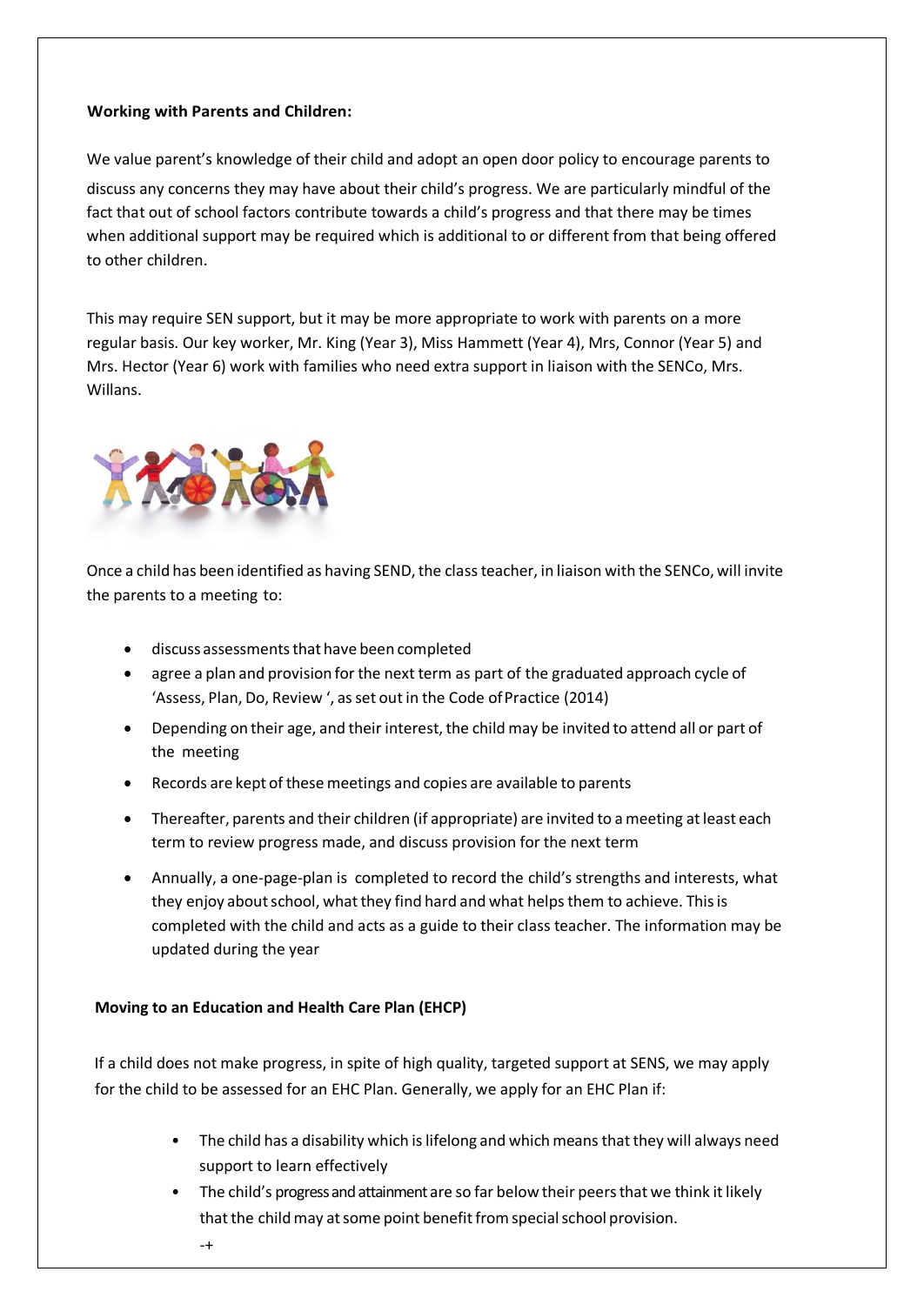**Working with Parents and Children:**

We value parent's knowledge of their child and adopt an open door policy to encourage parents to discuss any concerns they may have about their child's progress. We are particularly mindful of the fact that out of school factors contribute towards a child's progress and that there may be times when additional support may be required which is additional to or different from that being offered to other children.

This may require SEN support, but it may be more appropriate to work with parents on a more regular basis. Our key worker, Mr. King (Year 3), Miss Hammett (Year 4), Mrs, Connor (Year 5) and Mrs. Hector (Year 6) work with families who need extra support in liaison with the SENCo, Mrs. Willans.

Once a child has been identified as having SEND, the class teacher, in liaison with the SENCo, will invite the parents to a meeting to:

- discuss assessments that have been completed
- agree a plan and provision for the next term as part of the graduated approach cycle of 'Assess, Plan, Do, Review ', as set out in the Code of Practice (2014)
- Depending on their age, and their interest, the child may be invited to attend all or part of the meeting
- Records are kept of these meetings and copies are available to parents
- Thereafter, parents and their children (if appropriate) are invited to a meeting at least each term to review progress made, and discuss provision for the next term
- Annually, a one-page-plan is completed to record the child's strengths and interests, what they enjoy about school, what they find hard and what helps them to achieve. This is completed with the child and acts as a guide to their class teacher. The information may be updated during the year

**Moving to an Education and Health Care Plan (EHCP)**

If a child does not make progress, in spite of high quality, targeted support at SENS, we may apply for the child to be assessed for an EHC Plan. Generally, we apply for an EHC Plan if:

- The child has a disability which is lifelong and which means that they will always need support to learn effectively
- The child's progress and attainment are so far below their peers that we think it likely that the child may at some point benefit from special school provision.

-+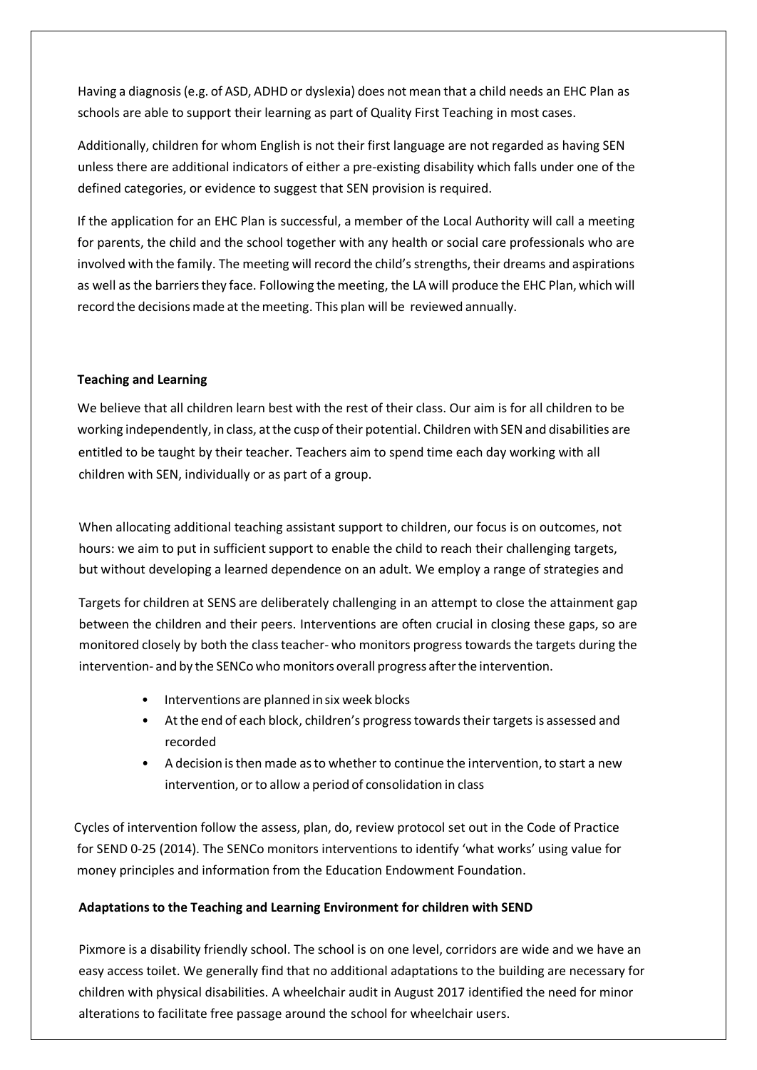Having a diagnosis (e.g. of ASD, ADHD or dyslexia) does not mean that a child needs an EHC Plan as schools are able to support their learning as part of Quality First Teaching in most cases.

Additionally, children for whom English is not their first language are not regarded as having SEN unless there are additional indicators of either a pre-existing disability which falls under one of the defined categories, or evidence to suggest that SEN provision is required.

If the application for an EHC Plan is successful, a member of the Local Authority will call a meeting for parents, the child and the school together with any health or social care professionals who are involved with the family. The meeting will record the child's strengths, their dreams and aspirations as well as the barriers they face. Following the meeting, the LA will produce the EHC Plan, which will record the decisions made at the meeting. This plan will be reviewed annually.

**Teaching and Learning**

We believe that all children learn best with the rest of their class. Our aim is for all children to be working independently, in class, at the cusp of their potential. Children with SEN and disabilities are entitled to be taught by their teacher. Teachers aim to spend time each day working with all children with SEN, individually or as part of a group.

When allocating additional teaching assistant support to children, our focus is on outcomes, not hours: we aim to put in sufficient support to enable the child to reach their challenging targets, but without developing a learned dependence on an adult. We employ a range of strategies and

Targets for children at SENS are deliberately challenging in an attempt to close the attainment gap between the children and their peers. Interventions are often crucial in closing these gaps, so are monitored closely by both the class teacher- who monitors progress towards the targets during the intervention- and by the SENCo who monitors overall progress after the intervention.

- Interventions are planned in six week blocks
- At the end of each block, children's progress towards their targets is assessed and recorded
- A decision is then made as to whether to continue the intervention, to start a new intervention, or to allow a period of consolidation in class

Cycles of intervention follow the assess, plan, do, review protocol set out in the Code of Practice for SEND 0-25 (2014). The SENCo monitors interventions to identify 'what works' using value for money principles and information from the Education Endowment Foundation.

**Adaptations to the Teaching and Learning Environment for children with SEND**

Pixmore is a disability friendly school. The school is on one level, corridors are wide and we have an easy access toilet. We generally find that no additional adaptations to the building are necessary for children with physical disabilities. A wheelchair audit in August 2017 identified the need for minor alterations to facilitate free passage around the school for wheelchair users.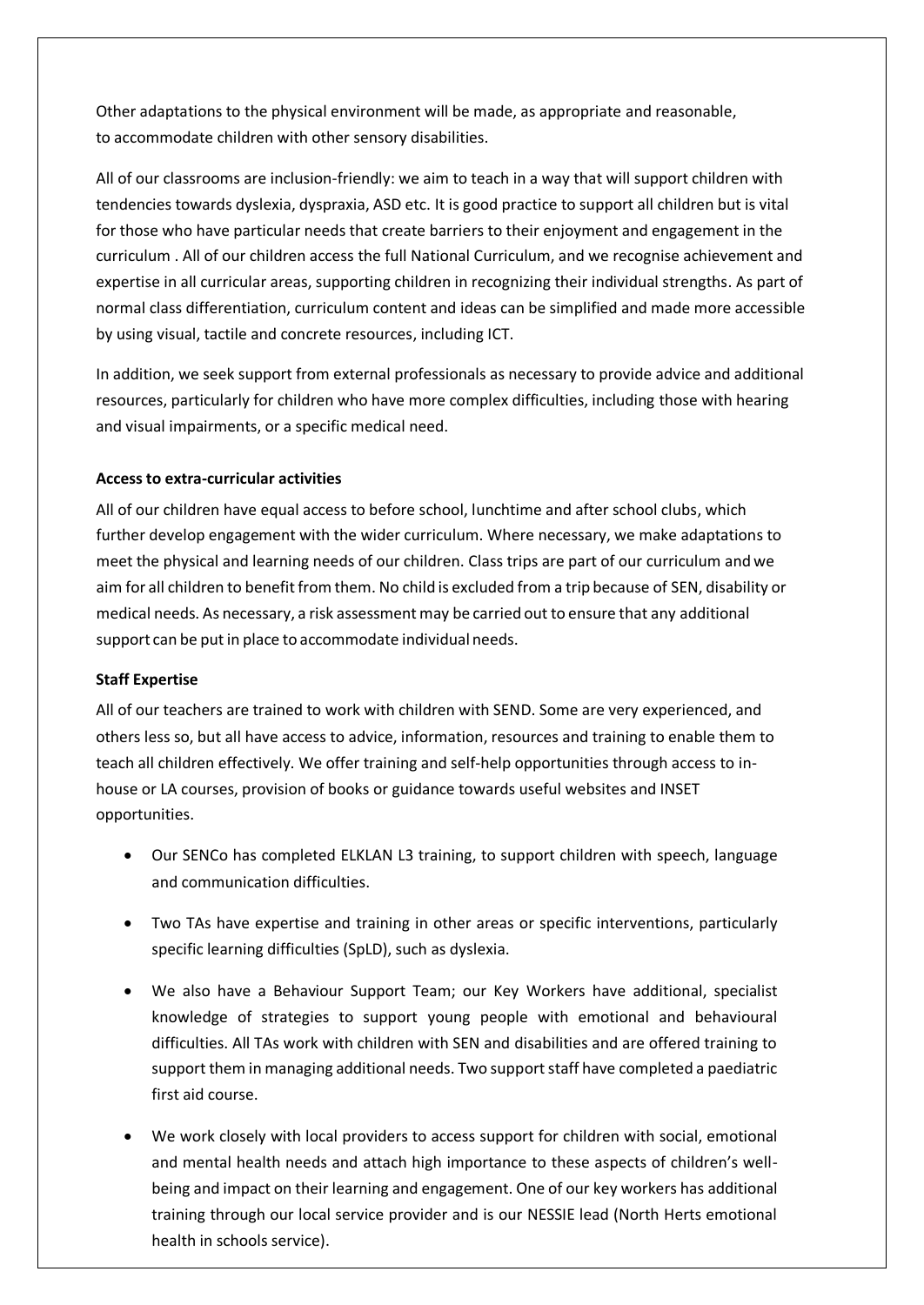Other adaptations to the physical environment will be made, as appropriate and reasonable, to accommodate children with other sensory disabilities.

All of our classrooms are inclusion-friendly: we aim to teach in a way that will support children with tendencies towards dyslexia, dyspraxia, ASD etc. It is good practice to support all children but is vital for those who have particular needs that create barriers to their enjoyment and engagement in the curriculum . All of our children access the full National Curriculum, and we recognise achievement and expertise in all curricular areas, supporting children in recognizing their individual strengths. As part of normal class differentiation, curriculum content and ideas can be simplified and made more accessible by using visual, tactile and concrete resources, including ICT.

In addition, we seek support from external professionals as necessary to provide advice and additional resources, particularly for children who have more complex difficulties, including those with hearing and visual impairments, or a specific medical need.

**Access to extra-curricular activities**

All of our children have equal access to before school, lunchtime and after school clubs, which further develop engagement with the wider curriculum. Where necessary, we make adaptations to meet the physical and learning needs of our children. Class trips are part of our curriculum and we aim for all children to benefit from them. No child is excluded from a trip because of SEN, disability or medical needs. As necessary, a risk assessment may be carried out to ensure that any additional support can be put in place to accommodate individual needs.

**Staff Expertise**

All of our teachers are trained to work with children with SEND. Some are very experienced, and others less so, but all have access to advice, information, resources and training to enable them to teach all children effectively. We offer training and self-help opportunities through access to in-house or LA courses, provision of books or guidance towards useful websites and INSET opportunities.

- Our SENCo has completed ELKLAN L3 training, to support children with speech, language and communication difficulties.
- Two TAs have expertise and training in other areas or specific interventions, particularly specific learning difficulties (SpLD), such as dyslexia.
- We also have a Behaviour Support Team; our Key Workers have additional, specialist knowledge of strategies to support young people with emotional and behavioural difficulties. All TAs work with children with SEN and disabilities and are offered training to support them in managing additional needs. Two support staff have completed a paediatric first aid course.
- We work closely with local providers to access support for children with social, emotional and mental health needs and attach high importance to these aspects of children's well-being and impact on their learning and engagement. One of our key workers has additional training through our local service provider and is our NESSIE lead (North Herts emotional health in schools service).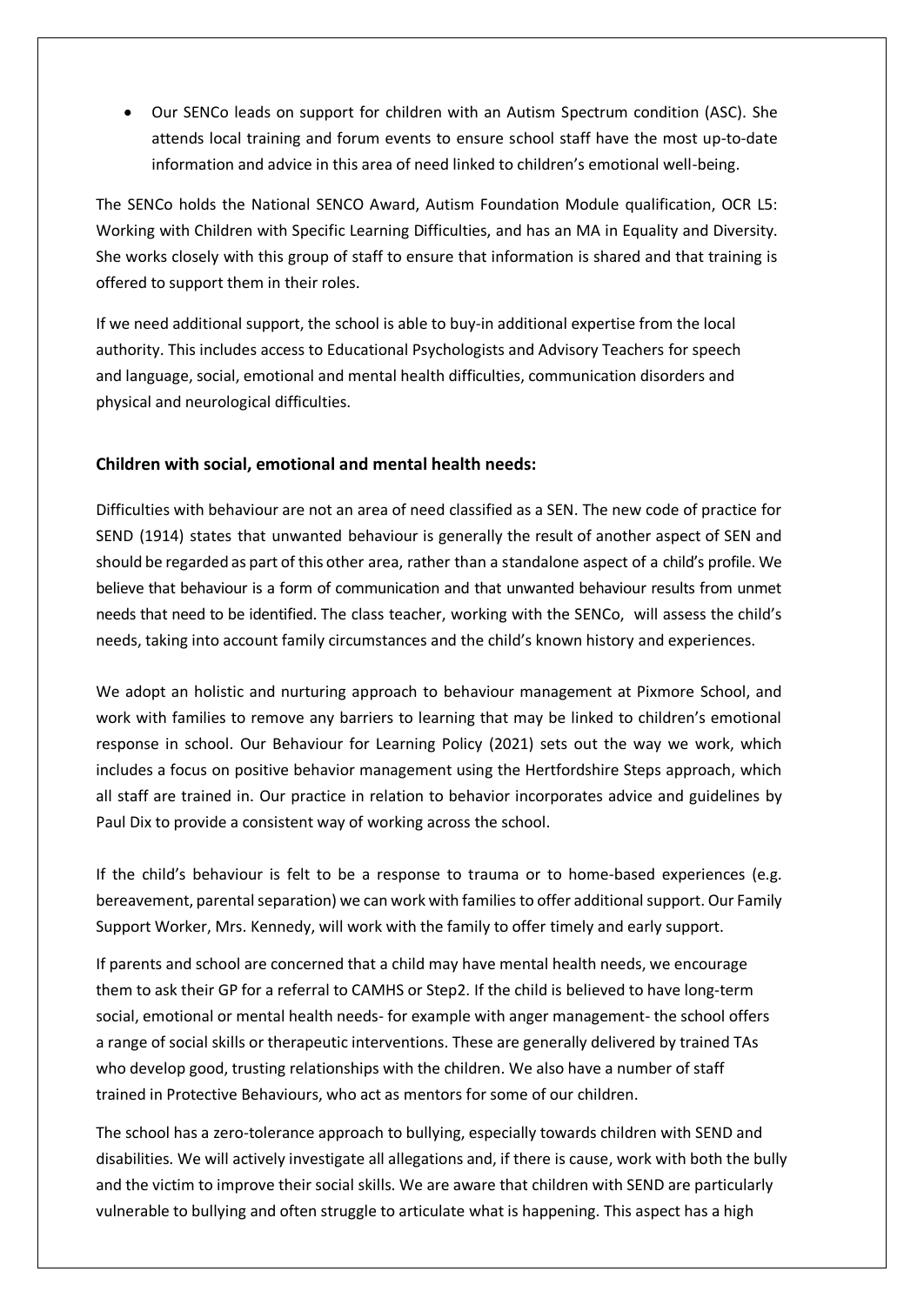- Our SENCo leads on support for children with an Autism Spectrum condition (ASC). She attends local training and forum events to ensure school staff have the most up-to-date information and advice in this area of need linked to children's emotional well-being.

The SENCo holds the National SENCO Award, Autism Foundation Module qualification, OCR L5: Working with Children with Specific Learning Difficulties, and has an MA in Equality and Diversity. She works closely with this group of staff to ensure that information is shared and that training is offered to support them in their roles.

If we need additional support, the school is able to buy-in additional expertise from the local authority. This includes access to Educational Psychologists and Advisory Teachers for speech and language, social, emotional and mental health difficulties, communication disorders and physical and neurological difficulties.

### Children with social, emotional and mental health needs:

Difficulties with behaviour are not an area of need classified as a SEN. The new code of practice for SEND (1914) states that unwanted behaviour is generally the result of another aspect of SEN and should be regarded as part of this other area, rather than a standalone aspect of a child's profile. We believe that behaviour is a form of communication and that unwanted behaviour results from unmet needs that need to be identified. The class teacher, working with the SENCo, will assess the child's needs, taking into account family circumstances and the child's known history and experiences.

We adopt an holistic and nurturing approach to behaviour management at Pixmore School, and work with families to remove any barriers to learning that may be linked to children's emotional response in school. Our Behaviour for Learning Policy (2021) sets out the way we work, which includes a focus on positive behavior management using the Hertfordshire Steps approach, which all staff are trained in. Our practice in relation to behavior incorporates advice and guidelines by Paul Dix to provide a consistent way of working across the school.

If the child's behaviour is felt to be a response to trauma or to home-based experiences (e.g. bereavement, parental separation) we can work with families to offer additional support. Our Family Support Worker, Mrs. Kennedy, will work with the family to offer timely and early support.

If parents and school are concerned that a child may have mental health needs, we encourage them to ask their GP for a referral to CAMHS or Step2. If the child is believed to have long-term social, emotional or mental health needs- for example with anger management- the school offers a range of social skills or therapeutic interventions. These are generally delivered by trained TAs who develop good, trusting relationships with the children. We also have a number of staff trained in Protective Behaviours, who act as mentors for some of our children.

The school has a zero-tolerance approach to bullying, especially towards children with SEND and disabilities. We will actively investigate all allegations and, if there is cause, work with both the bully and the victim to improve their social skills. We are aware that children with SEND are particularly vulnerable to bullying and often struggle to articulate what is happening. This aspect has a high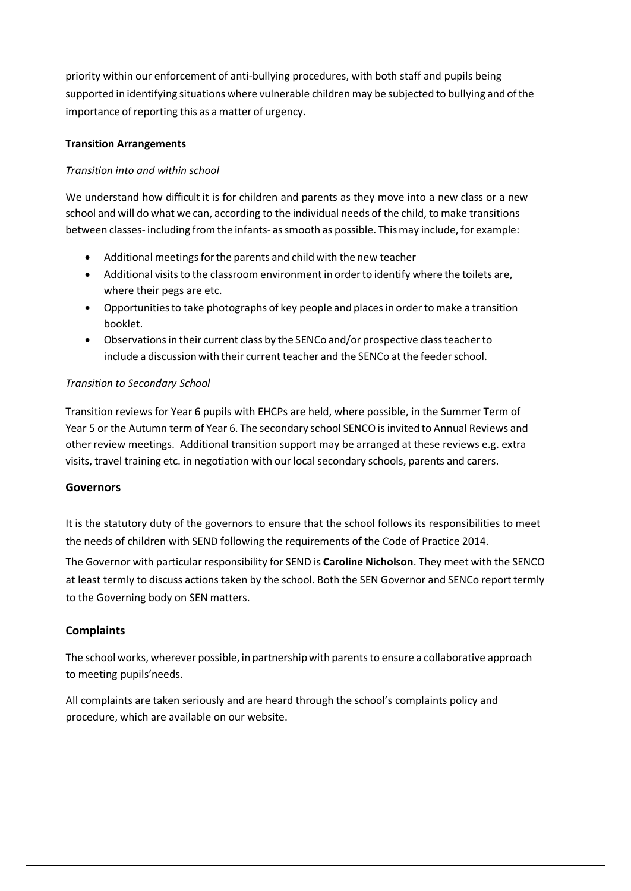priority within our enforcement of anti-bullying procedures, with both staff and pupils being supported in identifying situations where vulnerable children may be subjected to bullying and of the importance of reporting this as a matter of urgency.

**Transition Arrangements**

*Transition into and within school*

We understand how difficult it is for children and parents as they move into a new class or a new school and will do what we can, according to the individual needs of the child, to make transitions between classes- including from the infants- as smooth as possible. This may include, for example:

- Additional meetings for the parents and child with the new teacher
- Additional visits to the classroom environment in order to identify where the toilets are, where their pegs are etc.
- Opportunities to take photographs of key people and places in order to make a transition booklet.
- Observations in their current class by the SENCo and/or prospective class teacher to include a discussion with their current teacher and the SENCo at the feeder school.

*Transition to Secondary School*

Transition reviews for Year 6 pupils with EHCPs are held, where possible, in the Summer Term of Year 5 or the Autumn term of Year 6. The secondary school SENCO is invited to Annual Reviews and other review meetings. Additional transition support may be arranged at these reviews e.g. extra visits, travel training etc. in negotiation with our local secondary schools, parents and carers.

## Governors

It is the statutory duty of the governors to ensure that the school follows its responsibilities to meet the needs of children with SEND following the requirements of the Code of Practice 2014.

The Governor with particular responsibility for SEND is **Caroline Nicholson**. They meet with the SENCO at least termly to discuss actions taken by the school. Both the SEN Governor and SENCo report termly to the Governing body on SEN matters.

## Complaints

The school works, wherever possible, in partnership with parents to ensure a collaborative approach to meeting pupils'needs.

All complaints are taken seriously and are heard through the school's complaints policy and procedure, which are available on our website.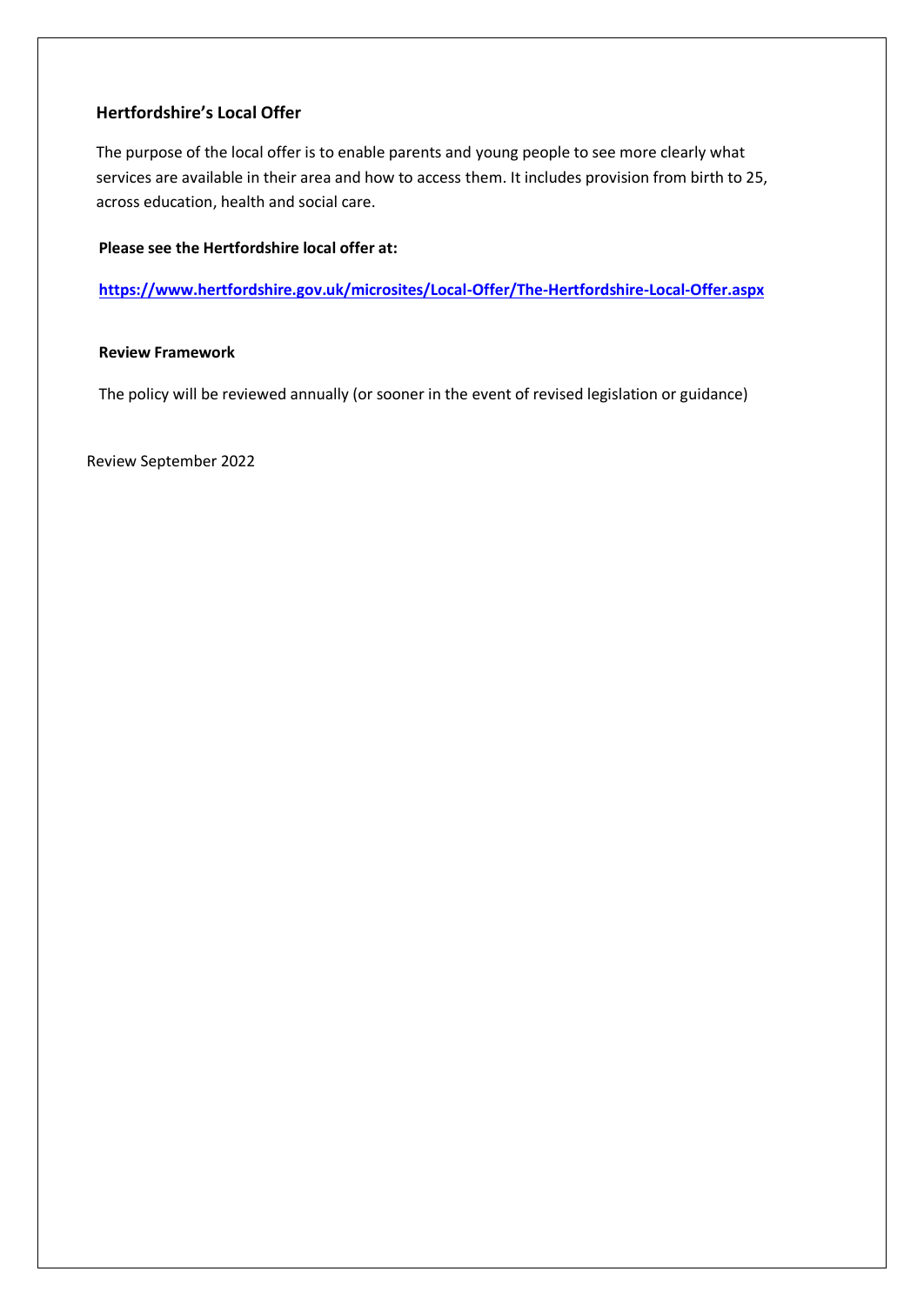## Hertfordshire's Local Offer

The purpose of the local offer is to enable parents and young people to see more clearly what services are available in their area and how to access them. It includes provision from birth to 25, across education, health and social care.

**Please see the Hertfordshire local offer at:**

**https://www.hertfordshire.gov.uk/microsites/Local-Offer/The-Hertfordshire-Local-Offer.aspx**

### Review Framework

The policy will be reviewed annually (or sooner in the event of revised legislation or guidance)

Review September 2022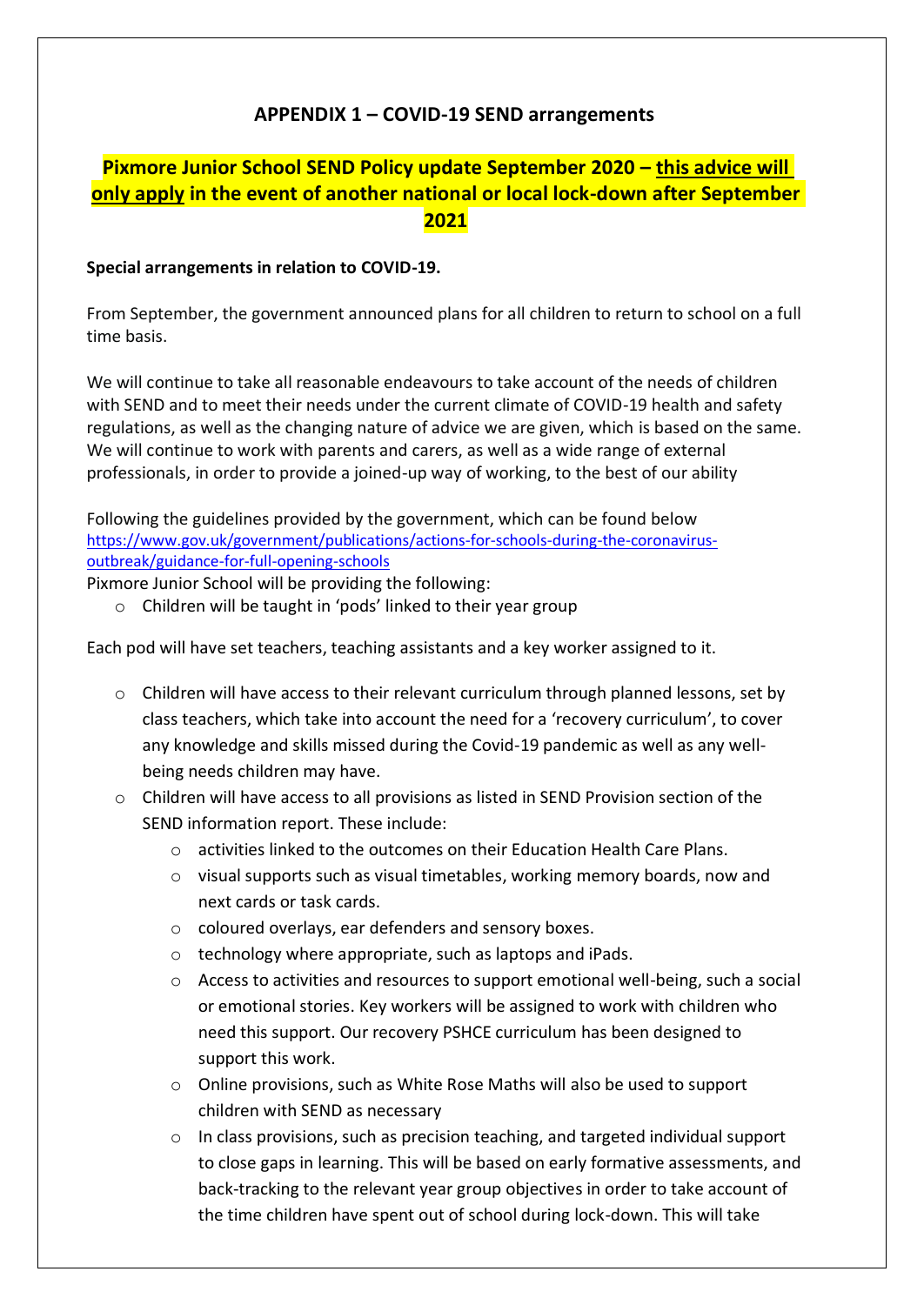## APPENDIX 1 – COVID-19 SEND arrangements

### Pixmore Junior School SEND Policy update September 2020 – <u>this advice will only apply</u> in the event of another national or local lock-down after September 2021

**Special arrangements in relation to COVID-19.**

From September, the government announced plans for all children to return to school on a full time basis.

We will continue to take all reasonable endeavours to take account of the needs of children with SEND and to meet their needs under the current climate of COVID-19 health and safety regulations, as well as the changing nature of advice we are given, which is based on the same. We will continue to work with parents and carers, as well as a wide range of external professionals, in order to provide a joined-up way of working, to the best of our ability

Following the guidelines provided by the government, which can be found below
https://www.gov.uk/government/publications/actions-for-schools-during-the-coronavirus-outbreak/guidance-for-full-opening-schools
Pixmore Junior School will be providing the following:

- Children will be taught in 'pods' linked to their year group

Each pod will have set teachers, teaching assistants and a key worker assigned to it.

- Children will have access to their relevant curriculum through planned lessons, set by class teachers, which take into account the need for a 'recovery curriculum', to cover any knowledge and skills missed during the Covid-19 pandemic as well as any well-being needs children may have.
- Children will have access to all provisions as listed in SEND Provision section of the SEND information report. These include:
  - activities linked to the outcomes on their Education Health Care Plans.
  - visual supports such as visual timetables, working memory boards, now and next cards or task cards.
  - coloured overlays, ear defenders and sensory boxes.
  - technology where appropriate, such as laptops and iPads.
  - Access to activities and resources to support emotional well-being, such a social or emotional stories. Key workers will be assigned to work with children who need this support. Our recovery PSHCE curriculum has been designed to support this work.
  - Online provisions, such as White Rose Maths will also be used to support children with SEND as necessary
  - In class provisions, such as precision teaching, and targeted individual support to close gaps in learning. This will be based on early formative assessments, and back-tracking to the relevant year group objectives in order to take account of the time children have spent out of school during lock-down. This will take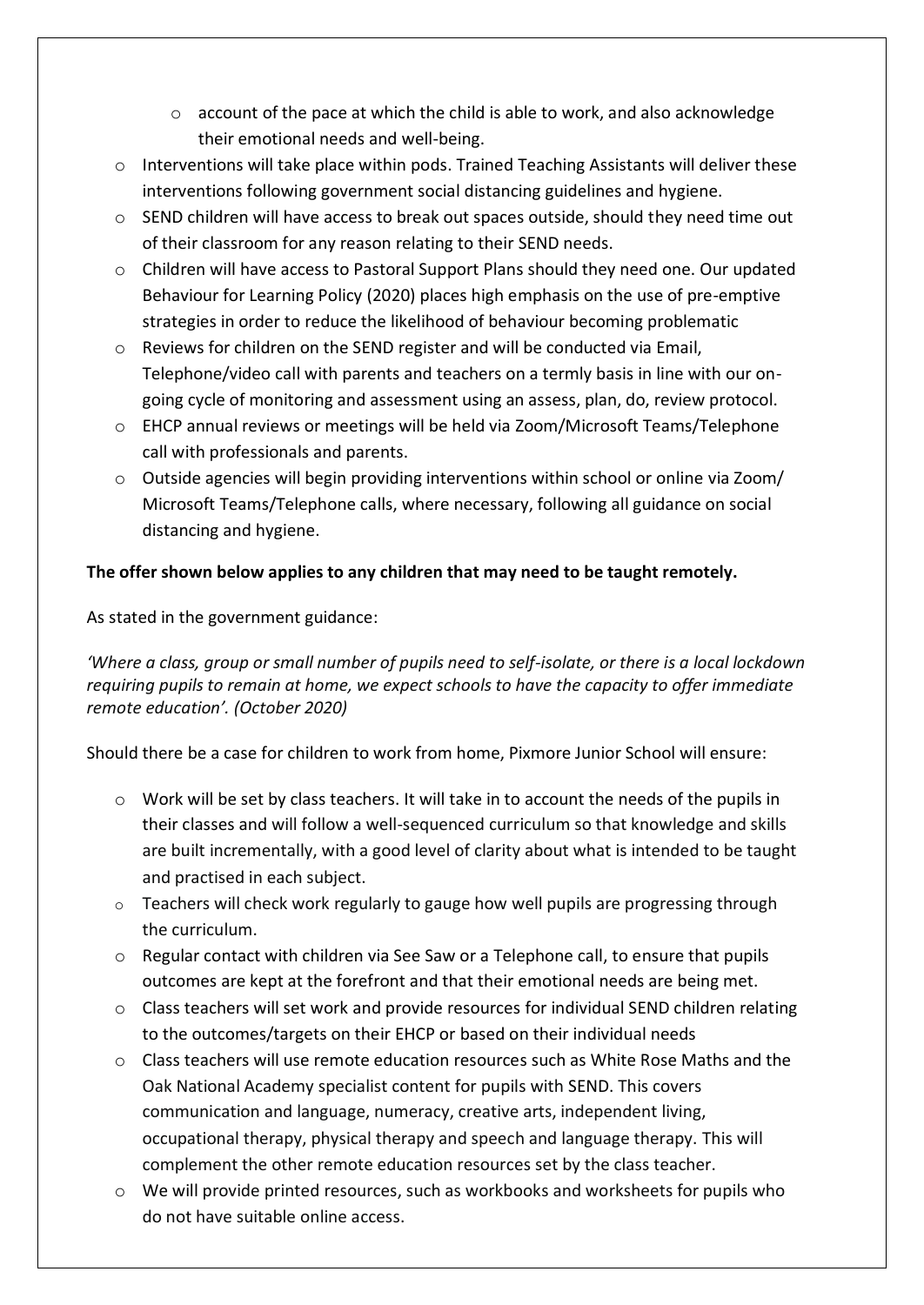- account of the pace at which the child is able to work, and also acknowledge their emotional needs and well-being.
- Interventions will take place within pods. Trained Teaching Assistants will deliver these interventions following government social distancing guidelines and hygiene.
- SEND children will have access to break out spaces outside, should they need time out of their classroom for any reason relating to their SEND needs.
- Children will have access to Pastoral Support Plans should they need one. Our updated Behaviour for Learning Policy (2020) places high emphasis on the use of pre-emptive strategies in order to reduce the likelihood of behaviour becoming problematic
- Reviews for children on the SEND register and will be conducted via Email, Telephone/video call with parents and teachers on a termly basis in line with our on-going cycle of monitoring and assessment using an assess, plan, do, review protocol.
- EHCP annual reviews or meetings will be held via Zoom/Microsoft Teams/Telephone call with professionals and parents.
- Outside agencies will begin providing interventions within school or online via Zoom/ Microsoft Teams/Telephone calls, where necessary, following all guidance on social distancing and hygiene.

**The offer shown below applies to any children that may need to be taught remotely.**

As stated in the government guidance:

*'Where a class, group or small number of pupils need to self-isolate, or there is a local lockdown requiring pupils to remain at home, we expect schools to have the capacity to offer immediate remote education'. (October 2020)*

Should there be a case for children to work from home, Pixmore Junior School will ensure:

- Work will be set by class teachers. It will take in to account the needs of the pupils in their classes and will follow a well-sequenced curriculum so that knowledge and skills are built incrementally, with a good level of clarity about what is intended to be taught and practised in each subject.
- Teachers will check work regularly to gauge how well pupils are progressing through the curriculum.
- Regular contact with children via See Saw or a Telephone call, to ensure that pupils outcomes are kept at the forefront and that their emotional needs are being met.
- Class teachers will set work and provide resources for individual SEND children relating to the outcomes/targets on their EHCP or based on their individual needs
- Class teachers will use remote education resources such as White Rose Maths and the Oak National Academy specialist content for pupils with SEND. This covers communication and language, numeracy, creative arts, independent living, occupational therapy, physical therapy and speech and language therapy. This will complement the other remote education resources set by the class teacher.
- We will provide printed resources, such as workbooks and worksheets for pupils who do not have suitable online access.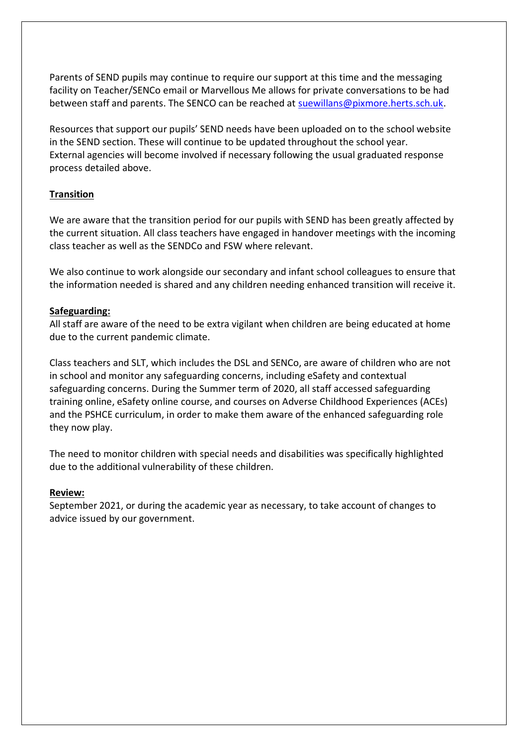Parents of SEND pupils may continue to require our support at this time and the messaging facility on Teacher/SENCo email or Marvellous Me allows for private conversations to be had between staff and parents. The SENCO can be reached at suewillans@pixmore.herts.sch.uk.

Resources that support our pupils' SEND needs have been uploaded on to the school website in the SEND section. These will continue to be updated throughout the school year. External agencies will become involved if necessary following the usual graduated response process detailed above.

**Transition**

We are aware that the transition period for our pupils with SEND has been greatly affected by the current situation. All class teachers have engaged in handover meetings with the incoming class teacher as well as the SENDCo and FSW where relevant.

We also continue to work alongside our secondary and infant school colleagues to ensure that the information needed is shared and any children needing enhanced transition will receive it.

**Safeguarding:**

All staff are aware of the need to be extra vigilant when children are being educated at home due to the current pandemic climate.

Class teachers and SLT, which includes the DSL and SENCo, are aware of children who are not in school and monitor any safeguarding concerns, including eSafety and contextual safeguarding concerns. During the Summer term of 2020, all staff accessed safeguarding training online, eSafety online course, and courses on Adverse Childhood Experiences (ACEs) and the PSHCE curriculum, in order to make them aware of the enhanced safeguarding role they now play.

The need to monitor children with special needs and disabilities was specifically highlighted due to the additional vulnerability of these children.

**Review:**

September 2021, or during the academic year as necessary, to take account of changes to advice issued by our government.